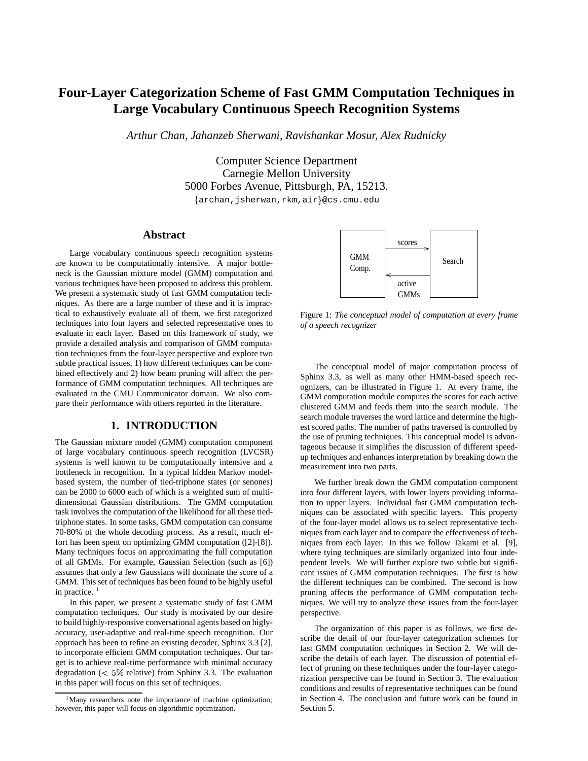# Four-Layer Categorization Scheme of Fast GMM Computation Techniques in Large Vocabulary Continuous Speech Recognition Systems

*Arthur Chan, Jahanzeb Sherwani, Ravishankar Mosur, Alex Rudnicky*

Computer Science Department
Carnegie Mellon University
5000 Forbes Avenue, Pittsburgh, PA, 15213.
{archan,jsherwan,rkm,air}@cs.cmu.edu

## Abstract

Large vocabulary continuous speech recognition systems are known to be computationally intensive. A major bottleneck is the Gaussian mixture model (GMM) computation and various techniques have been proposed to address this problem. We present a systematic study of fast GMM computation techniques. As there are a large number of these and it is impractical to exhaustively evaluate all of them, we first categorized techniques into four layers and selected representative ones to evaluate in each layer. Based on this framework of study, we provide a detailed analysis and comparison of GMM computation techniques from the four-layer perspective and explore two subtle practical issues, 1) how different techniques can be combined effectively and 2) how beam pruning will affect the performance of GMM computation techniques. All techniques are evaluated in the CMU Communicator domain. We also compare their performance with others reported in the literature.

## 1. INTRODUCTION

The Gaussian mixture model (GMM) computation component of large vocabulary continuous speech recognition (LVCSR) systems is well known to be computationally intensive and a bottleneck in recognition. In a typical hidden Markov model-based system, the number of tied-triphone states (or senones) can be 2000 to 6000 each of which is a weighted sum of multi-dimensional Gaussian distributions. The GMM computation task involves the computation of the likelihood for all these tied-triphone states. In some tasks, GMM computation can consume 70-80% of the whole decoding process. As a result, much effort has been spent on optimizing GMM computation ([2]-[8]). Many techniques focus on approximating the full computation of all GMMs. For example, Gaussian Selection (such as [6]) assumes that only a few Gaussians will dominate the score of a GMM. This set of techniques has been found to be highly useful in practice. [1]

In this paper, we present a systematic study of fast GMM computation techniques. Our study is motivated by our desire to build highly-responsive conversational agents based on higly-accuracy, user-adaptive and real-time speech recognition. Our approach has been to refine an existing decoder, Sphinx 3.3 [2], to incorporate efficient GMM computation techniques. Our target is to achieve real-time performance with minimal accuracy degradation ($< 5\%$ relative) from Sphinx 3.3. The evaluation in this paper will focus on this set of techniques.

[1] Many researchers note the importance of machine optimization; however, this paper will focus on algorithmic optimization.

| GMM Comp. | scores → / ← active GMMs | Search |
| --- | --- | --- |

Figure 1: *The conceptual model of computation at every frame of a speech recognizer*

The conceptual model of major computation process of Sphinx 3.3, as well as many other HMM-based speech recognizers, can be illustrated in Figure 1. At every frame, the GMM computation module computes the scores for each active clustered GMM and feeds them into the search module. The search module traverses the word lattice and determine the highest scored paths. The number of paths traversed is controlled by the use of pruning techniques. This conceptual model is advantageous because it simplifies the discussion of different speedup techniques and enhances interpretation by breaking down the measurement into two parts.

We further break down the GMM computation component into four different layers, with lower layers providing information to upper layers. Individual fast GMM computation techniques can be associated with specific layers. This property of the four-layer model allows us to select representative techniques from each layer and to compare the effectiveness of techniques from each layer. In this we follow Takami et al. [9], where tying techniques are similarly organized into four independent levels. We will further explore two subtle but significant issues of GMM computation techniques. The first is how the different techniques can be combined. The second is how pruning affects the performance of GMM computation techniques. We will try to analyze these issues from the four-layer perspective.

The organization of this paper is as follows, we first describe the detail of our four-layer categorization schemes for fast GMM computation techniques in Section 2. We will describe the details of each layer. The discussion of potential effect of pruning on these techniques under the four-layer categorization perspective can be found in Section 3. The evaluation conditions and results of representative techniques can be found in Section 4. The conclusion and future work can be found in Section 5.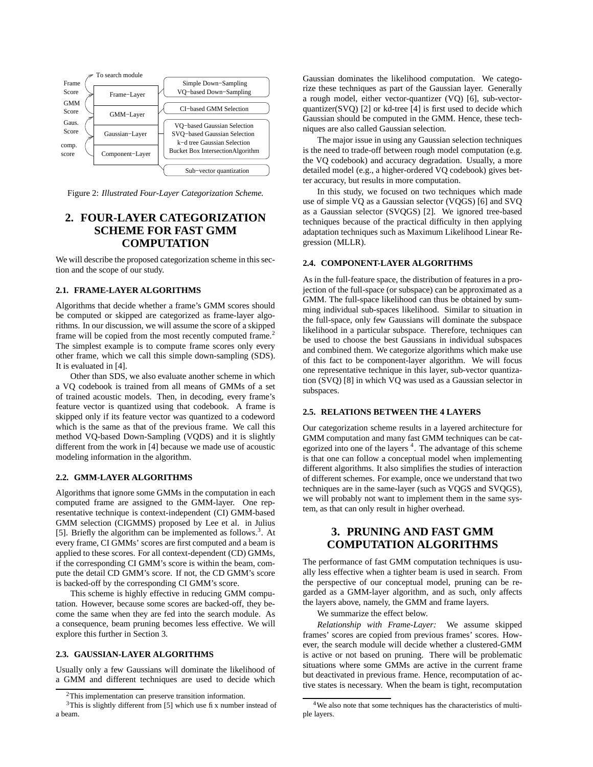Figure 2: *Illustrated Four-Layer Categorization Scheme.*

## 2. FOUR-LAYER CATEGORIZATION SCHEME FOR FAST GMM COMPUTATION

We will describe the proposed categorization scheme in this section and the scope of our study.

### 2.1. FRAME-LAYER ALGORITHMS

Algorithms that decide whether a frame's GMM scores should be computed or skipped are categorized as frame-layer algorithms. In our discussion, we will assume the score of a skipped frame will be copied from the most recently computed frame.[2] The simplest example is to compute frame scores only every other frame, which we call this simple down-sampling (SDS). It is evaluated in [4].

Other than SDS, we also evaluate another scheme in which a VQ codebook is trained from all means of GMMs of a set of trained acoustic models. Then, in decoding, every frame's feature vector is quantized using that codebook. A frame is skipped only if its feature vector was quantized to a codeword which is the same as that of the previous frame. We call this method VQ-based Down-Sampling (VQDS) and it is slightly different from the work in [4] because we made use of acoustic modeling information in the algorithm.

### 2.2. GMM-LAYER ALGORITHMS

Algorithms that ignore some GMMs in the computation in each computed frame are assigned to the GMM-layer. One representative technique is context-independent (CI) GMM-based GMM selection (CIGMMS) proposed by Lee et al. in Julius [5]. Briefly the algorithm can be implemented as follows.[3]. At every frame, CI GMMs' scores are first computed and a beam is applied to these scores. For all context-dependent (CD) GMMs, if the corresponding CI GMM's score is within the beam, compute the detail CD GMM's score. If not, the CD GMM's score is backed-off by the corresponding CI GMM's score.

This scheme is highly effective in reducing GMM computation. However, because some scores are backed-off, they become the same when they are fed into the search module. As a consequence, beam pruning becomes less effective. We will explore this further in Section 3.

### 2.3. GAUSSIAN-LAYER ALGORITHMS

Usually only a few Gaussians will dominate the likelihood of a GMM and different techniques are used to decide which Gaussian dominates the likelihood computation. We categorize these techniques as part of the Gaussian layer. Generally a rough model, either vector-quantizer (VQ) [6], sub-vector-quantizer(SVQ) [2] or kd-tree [4] is first used to decide which Gaussian should be computed in the GMM. Hence, these techniques are also called Gaussian selection.

The major issue in using any Gaussian selection techniques is the need to trade-off between rough model computation (e.g. the VQ codebook) and accuracy degradation. Usually, a more detailed model (e.g., a higher-ordered VQ codebook) gives better accuracy, but results in more computation.

In this study, we focused on two techniques which made use of simple VQ as a Gaussian selector (VQGS) [6] and SVQ as a Gaussian selector (SVQGS) [2]. We ignored tree-based techniques because of the practical difficulty in then applying adaptation techniques such as Maximum Likelihood Linear Regression (MLLR).

### 2.4. COMPONENT-LAYER ALGORITHMS

As in the full-feature space, the distribution of features in a projection of the full-space (or subspace) can be approximated as a GMM. The full-space likelihood can thus be obtained by summing individual sub-spaces likelihood. Similar to situation in the full-space, only few Gaussians will dominate the subspace likelihood in a particular subspace. Therefore, techniques can be used to choose the best Gaussians in individual subspaces and combined them. We categorize algorithms which make use of this fact to be component-layer algorithm. We will focus one representative technique in this layer, sub-vector quantization (SVQ) [8] in which VQ was used as a Gaussian selector in subspaces.

### 2.5. RELATIONS BETWEEN THE 4 LAYERS

Our categorization scheme results in a layered architecture for GMM computation and many fast GMM techniques can be categorized into one of the layers [4]. The advantage of this scheme is that one can follow a conceptual model when implementing different algorithms. It also simplifies the studies of interaction of different schemes. For example, once we understand that two techniques are in the same-layer (such as VQGS and SVQGS), we will probably not want to implement them in the same system, as that can only result in higher overhead.

## 3. PRUNING AND FAST GMM COMPUTATION ALGORITHMS

The performance of fast GMM computation techniques is usually less effective when a tighter beam is used in search. From the perspective of our conceptual model, pruning can be regarded as a GMM-layer algorithm, and as such, only affects the layers above, namely, the GMM and frame layers.

We summarize the effect below.

*Relationship with Frame-Layer:* We assume skipped frames' scores are copied from previous frames' scores. However, the search module will decide whether a clustered-GMM is active or not based on pruning. There will be problematic situations where some GMMs are active in the current frame but deactivated in previous frame. Hence, recomputation of active states is necessary. When the beam is tight, recomputation

[2] This implementation can preserve transition information.

[3] This is slightly different from [5] which use fix number instead of a beam.

[4] We also note that some techniques has the characteristics of multiple layers.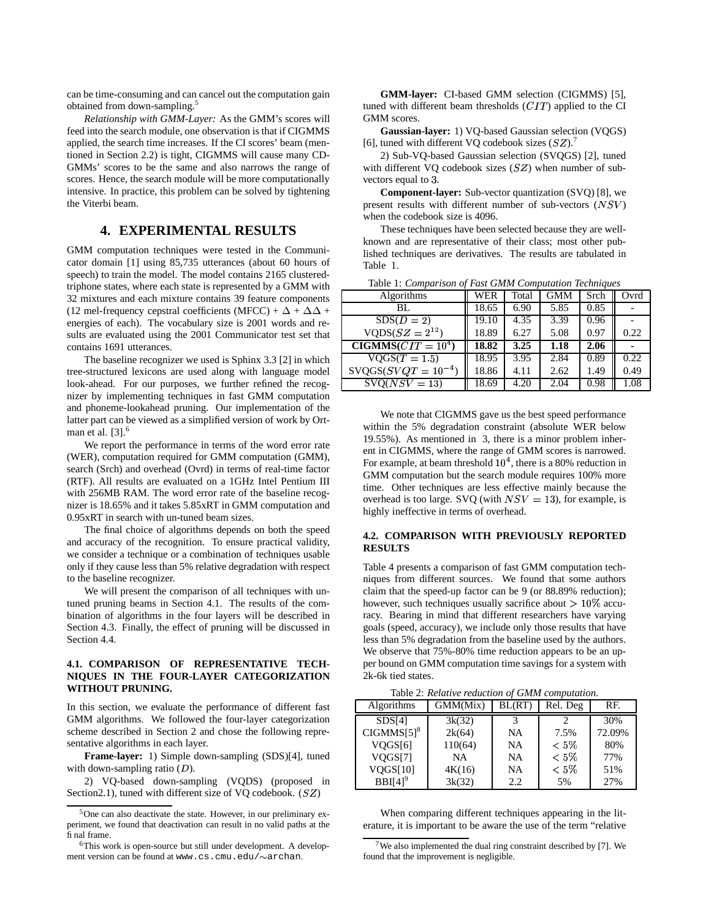can be time-consuming and can cancel out the computation gain obtained from down-sampling.[5]

*Relationship with GMM-Layer:* As the GMM's scores will feed into the search module, one observation is that if CIGMMS applied, the search time increases. If the CI scores' beam (mentioned in Section 2.2) is tight, CIGMMS will cause many CD-GMMs' scores to be the same and also narrows the range of scores. Hence, the search module will be more computationally intensive. In practice, this problem can be solved by tightening the Viterbi beam.

## 4. EXPERIMENTAL RESULTS

GMM computation techniques were tested in the Communicator domain [1] using 85,735 utterances (about 60 hours of speech) to train the model. The model contains 2165 clustered-triphone states, where each state is represented by a GMM with 32 mixtures and each mixture contains 39 feature components (12 mel-frequency cepstral coefficients (MFCC) + $\Delta$ + $\Delta\Delta$ + energies of each). The vocabulary size is 2001 words and results are evaluated using the 2001 Communicator test set that contains 1691 utterances.

The baseline recognizer we used is Sphinx 3.3 [2] in which tree-structured lexicons are used along with language model look-ahead. For our purposes, we further refined the recognizer by implementing techniques in fast GMM computation and phoneme-lookahead pruning. Our implementation of the latter part can be viewed as a simplified version of work by Ortman et al. [3].[6]

We report the performance in terms of the word error rate (WER), computation required for GMM computation (GMM), search (Srch) and overhead (Ovrd) in terms of real-time factor (RTF). All results are evaluated on a 1GHz Intel Pentium III with 256MB RAM. The word error rate of the baseline recognizer is 18.65% and it takes 5.85xRT in GMM computation and 0.95xRT in search with un-tuned beam sizes.

The final choice of algorithms depends on both the speed and accuracy of the recognition. To ensure practical validity, we consider a technique or a combination of techniques usable only if they cause less than 5% relative degradation with respect to the baseline recognizer.

We will present the comparison of all techniques with untuned pruning beams in Section 4.1. The results of the combination of algorithms in the four layers will be described in Section 4.3. Finally, the effect of pruning will be discussed in Section 4.4.

### 4.1. COMPARISON OF REPRESENTATIVE TECHNIQUES IN THE FOUR-LAYER CATEGORIZATION WITHOUT PRUNING.

In this section, we evaluate the performance of different fast GMM algorithms. We followed the four-layer categorization scheme described in Section 2 and chose the following representative algorithms in each layer.

**Frame-layer:** 1) Simple down-sampling (SDS)[4], tuned with down-sampling ratio ($D$).

2) VQ-based down-sampling (VQDS) (proposed in Section2.1), tuned with different size of VQ codebook. ($SZ$)

**GMM-layer:** CI-based GMM selection (CIGMMS) [5], tuned with different beam thresholds ($CIT$) applied to the CI GMM scores.

**Gaussian-layer:** 1) VQ-based Gaussian selection (VQGS) [6], tuned with different VQ codebook sizes ($SZ$).[7]

2) Sub-VQ-based Gaussian selection (SVQGS) [2], tuned with different VQ codebook sizes ($SZ$) when number of sub-vectors equal to $3$.

**Component-layer:** Sub-vector quantization (SVQ) [8], we present results with different number of sub-vectors ($NSV$) when the codebook size is 4096.

These techniques have been selected because they are well-known and are representative of their class; most other published techniques are derivatives. The results are tabulated in Table 1.

Table 1: *Comparison of Fast GMM Computation Techniques*

| Algorithms | WER | Total | GMM | Srch | Ovrd |
|---|---|---|---|---|---|
| BL | 18.65 | 6.90 | 5.85 | 0.85 | - |
| SDS($D=2$) | 19.10 | 4.35 | 3.39 | 0.96 | - |
| VQDS($SZ=2^{12}$) | 18.89 | 6.27 | 5.08 | 0.97 | 0.22 |
| **CIGMMS($CIT=10^4$)** | **18.82** | **3.25** | **1.18** | **2.06** | **-** |
| VQGS($T=1.5$) | 18.95 | 3.95 | 2.84 | 0.89 | 0.22 |
| SVQGS($SVQT=10^{-4}$) | 18.86 | 4.11 | 2.62 | 1.49 | 0.49 |
| SVQ($NSV=13$) | 18.69 | 4.20 | 2.04 | 0.98 | 1.08 |

We note that CIGMMS gave us the best speed performance within the 5% degradation constraint (absolute WER below 19.55%). As mentioned in 3, there is a minor problem inherent in CIGMMS, where the range of GMM scores is narrowed. For example, at beam threshold $10^4$, there is a 80% reduction in GMM computation but the search module requires 100% more time. Other techniques are less effective mainly because the overhead is too large. SVQ (with $NSV=13$), for example, is highly ineffective in terms of overhead.

### 4.2. COMPARISON WITH PREVIOUSLY REPORTED RESULTS

Table 4 presents a comparison of fast GMM computation techniques from different sources. We found that some authors claim that the speed-up factor can be 9 (or 88.89% reduction); however, such techniques usually sacrifice about $>10\%$ accuracy. Bearing in mind that different researchers have varying goals (speed, accuracy), we include only those results that have less than 5% degradation from the baseline used by the authors. We observe that 75%-80% time reduction appears to be an upper bound on GMM computation time savings for a system with 2k-6k tied states.

Table 2: *Relative reduction of GMM computation.*

| Algorithms | GMM(Mix) | BL(RT) | Rel. Deg | RF. |
|---|---|---|---|---|
| SDS[4] | 3k(32) | 3 | 2 | 30% |
| CIGMMS[5][8] | 2k(64) | NA | 7.5% | 72.09% |
| VQGS[6] | 110(64) | NA | $<5\%$ | 80% |
| VQGS[7] | NA | NA | $<5\%$ | 77% |
| VQGS[10] | 4K(16) | NA | $<5\%$ | 51% |
| BBI[4][9] | 3k(32) | 2.2 | 5% | 27% |

When comparing different techniques appearing in the literature, it is important to be aware the use of the term "relative

[5] One can also deactivate the state. However, in our preliminary experiment, we found that deactivation can result in no valid paths at the final frame.

[6] This work is open-source but still under development. A development version can be found at www.cs.cmu.edu/∼archan.

[7] We also implemented the dual ring constraint described by [7]. We found that the improvement is negligible.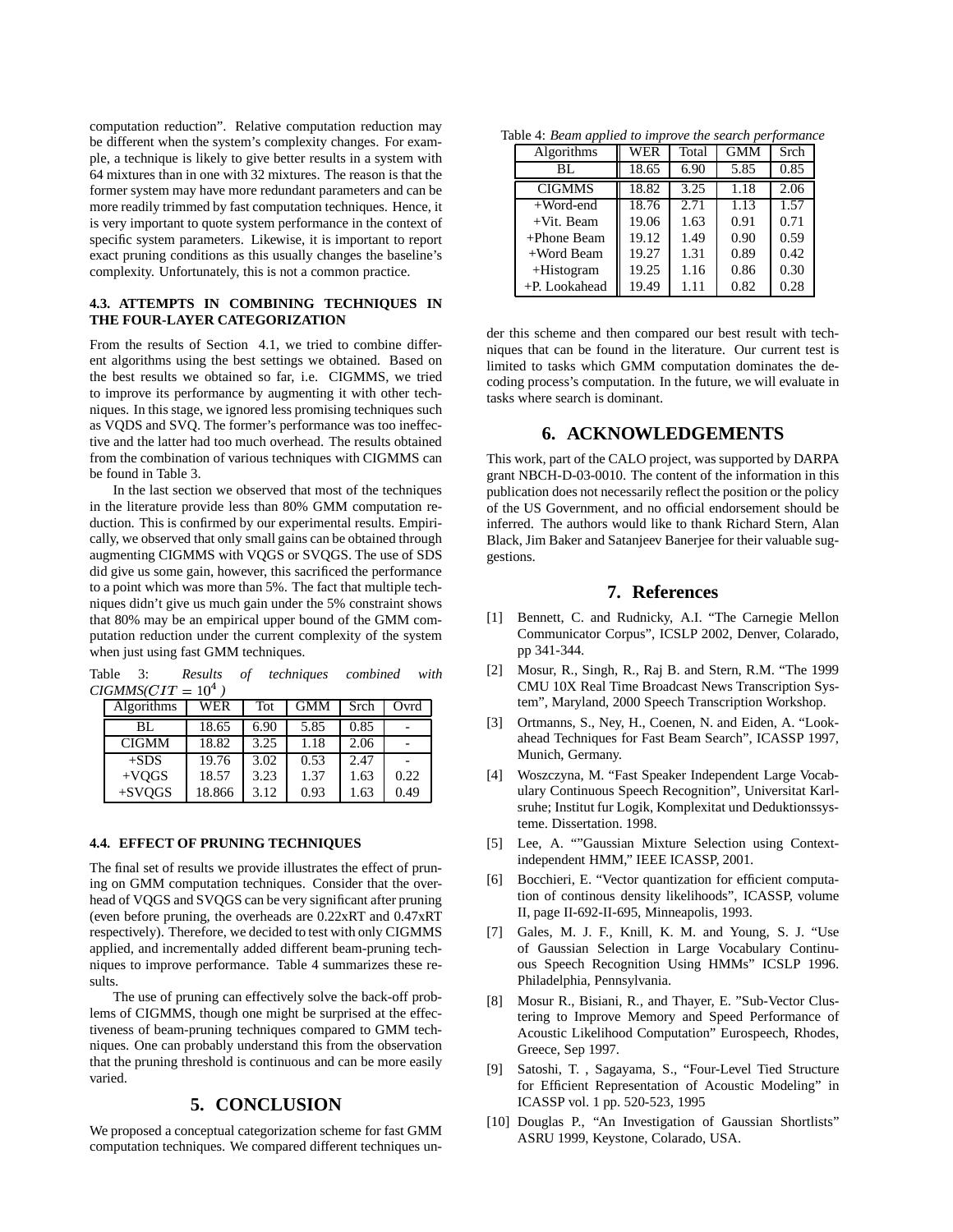computation reduction". Relative computation reduction may be different when the system's complexity changes. For example, a technique is likely to give better results in a system with 64 mixtures than in one with 32 mixtures. The reason is that the former system may have more redundant parameters and can be more readily trimmed by fast computation techniques. Hence, it is very important to quote system performance in the context of specific system parameters. Likewise, it is important to report exact pruning conditions as this usually changes the baseline's complexity. Unfortunately, this is not a common practice.

### 4.3. ATTEMPTS IN COMBINING TECHNIQUES IN THE FOUR-LAYER CATEGORIZATION

From the results of Section 4.1, we tried to combine different algorithms using the best settings we obtained. Based on the best results we obtained so far, i.e. CIGMMS, we tried to improve its performance by augmenting it with other techniques. In this stage, we ignored less promising techniques such as VQDS and SVQ. The former's performance was too ineffective and the latter had too much overhead. The results obtained from the combination of various techniques with CIGMMS can be found in Table 3.

In the last section we observed that most of the techniques in the literature provide less than 80% GMM computation reduction. This is confirmed by our experimental results. Empirically, we observed that only small gains can be obtained through augmenting CIGMMS with VQGS or SVQGS. The use of SDS did give us some gain, however, this sacrificed the performance to a point which was more than 5%. The fact that multiple techniques didn't give us much gain under the 5% constraint shows that 80% may be an empirical upper bound of the GMM computation reduction under the current complexity of the system when just using fast GMM techniques.

Table 3: *Results of techniques combined with CIGMMS($CIT = 10^4$)*

| Algorithms | WER | Tot | GMM | Srch | Ovrd |
|---|---|---|---|---|---|
| BL | 18.65 | 6.90 | 5.85 | 0.85 | - |
| CIGMM | 18.82 | 3.25 | 1.18 | 2.06 | - |
| +SDS | 19.76 | 3.02 | 0.53 | 2.47 | - |
| +VQGS | 18.57 | 3.23 | 1.37 | 1.63 | 0.22 |
| +SVQGS | 18.866 | 3.12 | 0.93 | 1.63 | 0.49 |

### 4.4. EFFECT OF PRUNING TECHNIQUES

The final set of results we provide illustrates the effect of pruning on GMM computation techniques. Consider that the overhead of VQGS and SVQGS can be very significant after pruning (even before pruning, the overheads are 0.22xRT and 0.47xRT respectively). Therefore, we decided to test with only CIGMMS applied, and incrementally added different beam-pruning techniques to improve performance. Table 4 summarizes these results.

The use of pruning can effectively solve the back-off problems of CIGMMS, though one might be surprised at the effectiveness of beam-pruning techniques compared to GMM techniques. One can probably understand this from the observation that the pruning threshold is continuous and can be more easily varied.

Table 4: *Beam applied to improve the search performance*

| Algorithms | WER | Total | GMM | Srch |
|---|---|---|---|---|
| BL | 18.65 | 6.90 | 5.85 | 0.85 |
| CIGMMS | 18.82 | 3.25 | 1.18 | 2.06 |
| +Word-end | 18.76 | 2.71 | 1.13 | 1.57 |
| +Vit. Beam | 19.06 | 1.63 | 0.91 | 0.71 |
| +Phone Beam | 19.12 | 1.49 | 0.90 | 0.59 |
| +Word Beam | 19.27 | 1.31 | 0.89 | 0.42 |
| +Histogram | 19.25 | 1.16 | 0.86 | 0.30 |
| +P. Lookahead | 19.49 | 1.11 | 0.82 | 0.28 |

## 5. CONCLUSION

We proposed a conceptual categorization scheme for fast GMM computation techniques. We compared different techniques under this scheme and then compared our best result with techniques that can be found in the literature. Our current test is limited to tasks which GMM computation dominates the decoding process's computation. In the future, we will evaluate in tasks where search is dominant.

## 6. ACKNOWLEDGEMENTS

This work, part of the CALO project, was supported by DARPA grant NBCH-D-03-0010. The content of the information in this publication does not necessarily reflect the position or the policy of the US Government, and no official endorsement should be inferred. The authors would like to thank Richard Stern, Alan Black, Jim Baker and Satanjeev Banerjee for their valuable suggestions.

## 7. References

[1] Bennett, C. and Rudnicky, A.I. "The Carnegie Mellon Communicator Corpus", ICSLP 2002, Denver, Colorado, pp 341-344.

[2] Mosur, R., Singh, R., Raj B. and Stern, R.M. "The 1999 CMU 10X Real Time Broadcast News Transcription System", Maryland, 2000 Speech Transcription Workshop.

[3] Ortmanns, S., Ney, H., Coenen, N. and Eiden, A. "Lookahead Techniques for Fast Beam Search", ICASSP 1997, Munich, Germany.

[4] Woszczyna, M. "Fast Speaker Independent Large Vocabulary Continuous Speech Recognition", Universitat Karlsruhe; Institut fur Logik, Komplexitat und Deduktionssysteme. Dissertation. 1998.

[5] Lee, A. ""Gaussian Mixture Selection using Context-independent HMM," IEEE ICASSP, 2001.

[6] Bocchieri, E. "Vector quantization for efficient computation of continous density likelihoods", ICASSP, volume II, page II-692-II-695, Minneapolis, 1993.

[7] Gales, M. J. F., Knill, K. M. and Young, S. J. "Use of Gaussian Selection in Large Vocabulary Continuous Speech Recognition Using HMMs" ICSLP 1996. Philadelphia, Pennsylvania.

[8] Mosur R., Bisiani, R., and Thayer, E. "Sub-Vector Clustering to Improve Memory and Speed Performance of Acoustic Likelihood Computation" Eurospeech, Rhodes, Greece, Sep 1997.

[9] Satoshi, T. , Sagayama, S., "Four-Level Tied Structure for Efficient Representation of Acoustic Modeling" in ICASSP vol. 1 pp. 520-523, 1995

[10] Douglas P., "An Investigation of Gaussian Shortlists" ASRU 1999, Keystone, Colarado, USA.